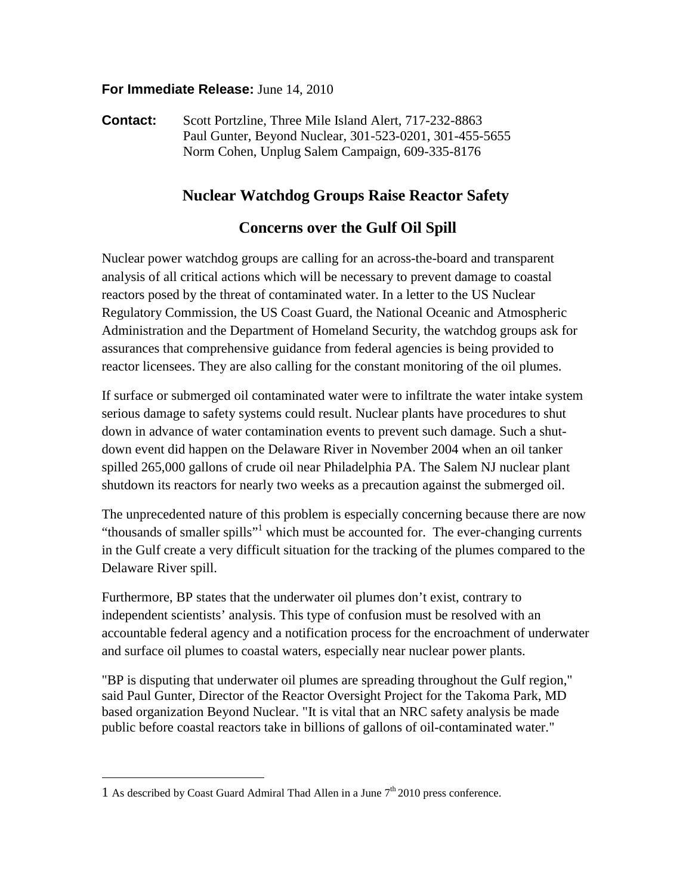**For Immediate Release:** June 14, 2010

**Contact:** Scott Portzline, Three Mile Island Alert, 717-232-8863
Paul Gunter, Beyond Nuclear, 301-523-0201, 301-455-5655
Norm Cohen, Unplug Salem Campaign, 609-335-8176

# Nuclear Watchdog Groups Raise Reactor Safety Concerns over the Gulf Oil Spill

Nuclear power watchdog groups are calling for an across-the-board and transparent analysis of all critical actions which will be necessary to prevent damage to coastal reactors posed by the threat of contaminated water. In a letter to the US Nuclear Regulatory Commission, the US Coast Guard, the National Oceanic and Atmospheric Administration and the Department of Homeland Security, the watchdog groups ask for assurances that comprehensive guidance from federal agencies is being provided to reactor licensees. They are also calling for the constant monitoring of the oil plumes.

If surface or submerged oil contaminated water were to infiltrate the water intake system serious damage to safety systems could result. Nuclear plants have procedures to shut down in advance of water contamination events to prevent such damage. Such a shut-down event did happen on the Delaware River in November 2004 when an oil tanker spilled 265,000 gallons of crude oil near Philadelphia PA. The Salem NJ nuclear plant shutdown its reactors for nearly two weeks as a precaution against the submerged oil.

The unprecedented nature of this problem is especially concerning because there are now "thousands of smaller spills"[1] which must be accounted for. The ever-changing currents in the Gulf create a very difficult situation for the tracking of the plumes compared to the Delaware River spill.

Furthermore, BP states that the underwater oil plumes don't exist, contrary to independent scientists' analysis. This type of confusion must be resolved with an accountable federal agency and a notification process for the encroachment of underwater and surface oil plumes to coastal waters, especially near nuclear power plants.

"BP is disputing that underwater oil plumes are spreading throughout the Gulf region," said Paul Gunter, Director of the Reactor Oversight Project for the Takoma Park, MD based organization Beyond Nuclear. "It is vital that an NRC safety analysis be made public before coastal reactors take in billions of gallons of oil-contaminated water."

---

1 As described by Coast Guard Admiral Thad Allen in a June 7th 2010 press conference.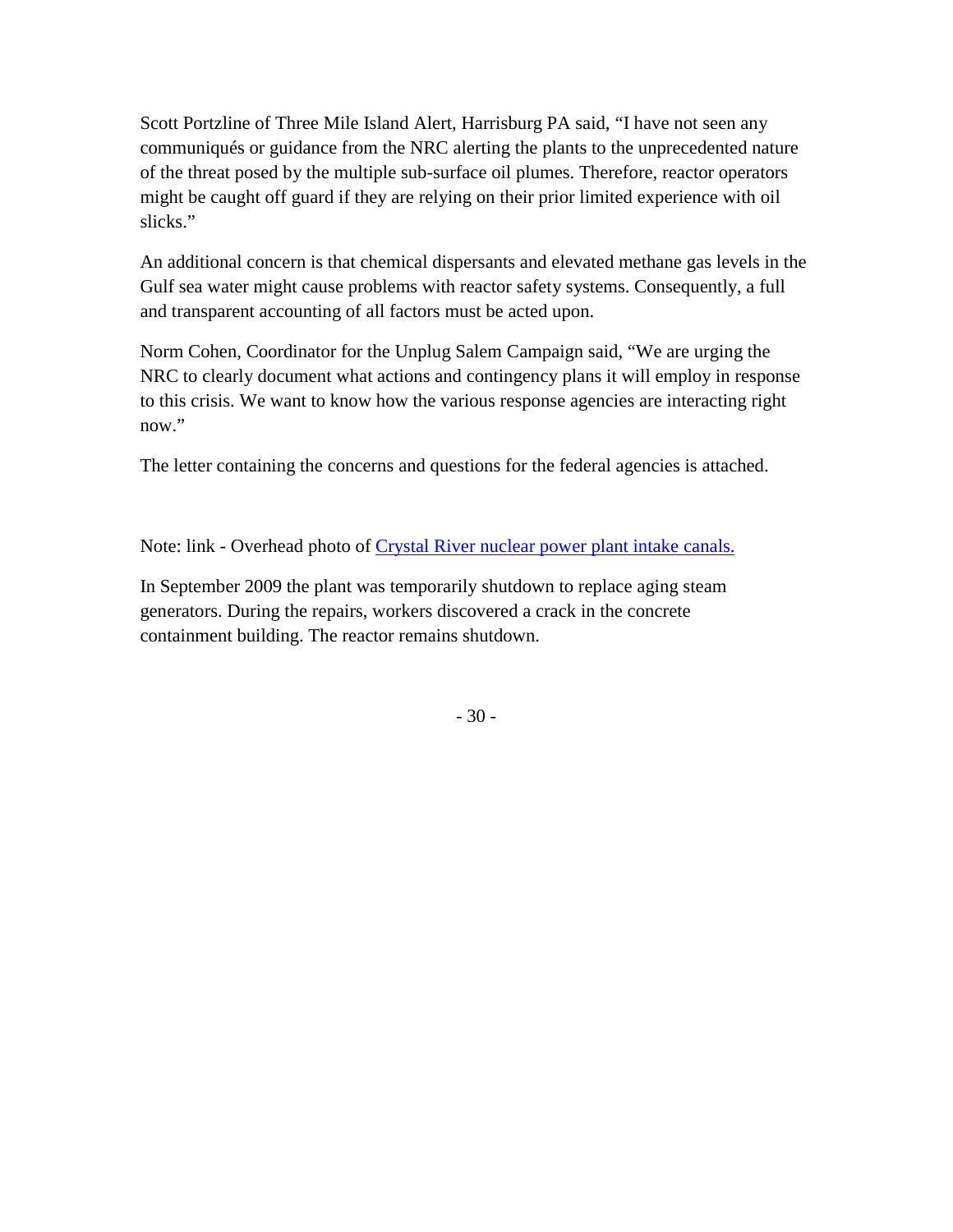Scott Portzline of Three Mile Island Alert, Harrisburg PA said, “I have not seen any communiqués or guidance from the NRC alerting the plants to the unprecedented nature of the threat posed by the multiple sub-surface oil plumes. Therefore, reactor operators might be caught off guard if they are relying on their prior limited experience with oil slicks.”

An additional concern is that chemical dispersants and elevated methane gas levels in the Gulf sea water might cause problems with reactor safety systems. Consequently, a full and transparent accounting of all factors must be acted upon.

Norm Cohen, Coordinator for the Unplug Salem Campaign said, “We are urging the NRC to clearly document what actions and contingency plans it will employ in response to this crisis. We want to know how the various response agencies are interacting right now.”

The letter containing the concerns and questions for the federal agencies is attached.

Note: link - Overhead photo of Crystal River nuclear power plant intake canals.

In September 2009 the plant was temporarily shutdown to replace aging steam generators. During the repairs, workers discovered a crack in the concrete containment building. The reactor remains shutdown.

- 30 -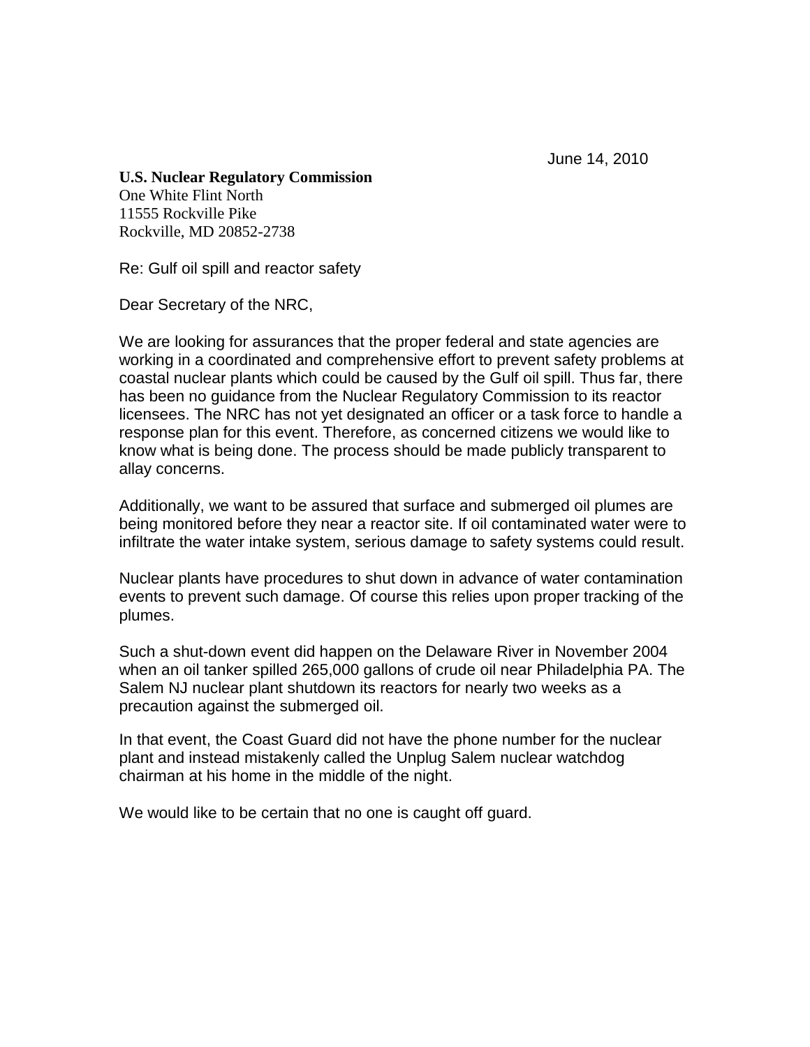June 14, 2010

**U.S. Nuclear Regulatory Commission**
One White Flint North
11555 Rockville Pike
Rockville, MD 20852-2738

Re: Gulf oil spill and reactor safety

Dear Secretary of the NRC,

We are looking for assurances that the proper federal and state agencies are working in a coordinated and comprehensive effort to prevent safety problems at coastal nuclear plants which could be caused by the Gulf oil spill. Thus far, there has been no guidance from the Nuclear Regulatory Commission to its reactor licensees. The NRC has not yet designated an officer or a task force to handle a response plan for this event. Therefore, as concerned citizens we would like to know what is being done. The process should be made publicly transparent to allay concerns.

Additionally, we want to be assured that surface and submerged oil plumes are being monitored before they near a reactor site. If oil contaminated water were to infiltrate the water intake system, serious damage to safety systems could result.

Nuclear plants have procedures to shut down in advance of water contamination events to prevent such damage. Of course this relies upon proper tracking of the plumes.

Such a shut-down event did happen on the Delaware River in November 2004 when an oil tanker spilled 265,000 gallons of crude oil near Philadelphia PA. The Salem NJ nuclear plant shutdown its reactors for nearly two weeks as a precaution against the submerged oil.

In that event, the Coast Guard did not have the phone number for the nuclear plant and instead mistakenly called the Unplug Salem nuclear watchdog chairman at his home in the middle of the night.

We would like to be certain that no one is caught off guard.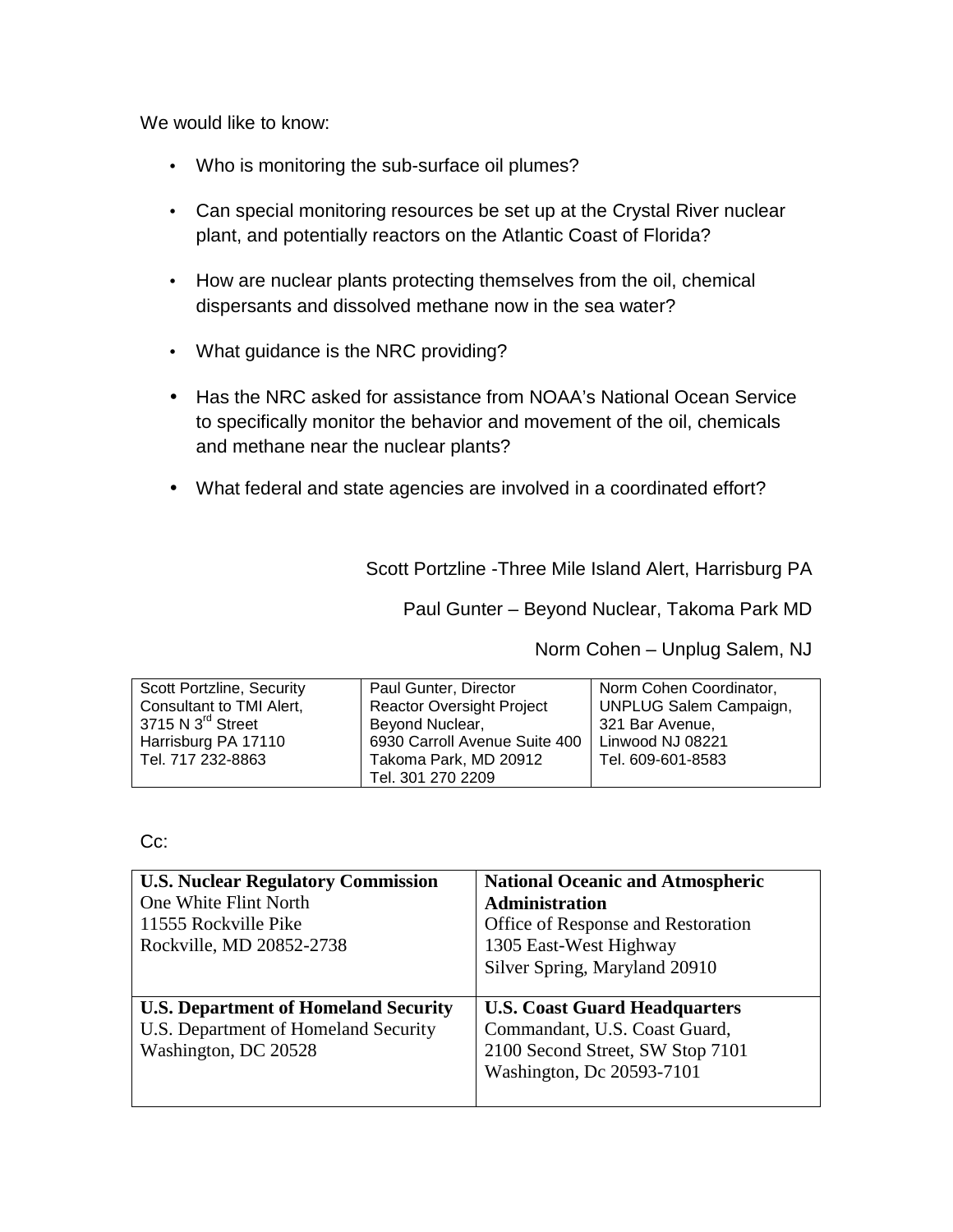We would like to know:

- Who is monitoring the sub-surface oil plumes?
- Can special monitoring resources be set up at the Crystal River nuclear plant, and potentially reactors on the Atlantic Coast of Florida?
- How are nuclear plants protecting themselves from the oil, chemical dispersants and dissolved methane now in the sea water?
- What guidance is the NRC providing?
- Has the NRC asked for assistance from NOAA's National Ocean Service to specifically monitor the behavior and movement of the oil, chemicals and methane near the nuclear plants?
- What federal and state agencies are involved in a coordinated effort?

Scott Portzline -Three Mile Island Alert, Harrisburg PA

Paul Gunter – Beyond Nuclear, Takoma Park MD

Norm Cohen – Unplug Salem, NJ

| | | |
|---|---|---|
| Scott Portzline, Security Consultant to TMI Alert, 3715 N 3rd Street Harrisburg PA 17110 Tel. 717 232-8863 | Paul Gunter, Director Reactor Oversight Project Beyond Nuclear, 6930 Carroll Avenue Suite 400 Takoma Park, MD 20912 Tel. 301 270 2209 | Norm Cohen Coordinator, UNPLUG Salem Campaign, 321 Bar Avenue, Linwood NJ 08221 Tel. 609-601-8583 |

Cc:

| | |
|---|---|
| **U.S. Nuclear Regulatory Commission** One White Flint North 11555 Rockville Pike Rockville, MD 20852-2738 | **National Oceanic and Atmospheric Administration** Office of Response and Restoration 1305 East-West Highway Silver Spring, Maryland 20910 |
| **U.S. Department of Homeland Security** U.S. Department of Homeland Security Washington, DC 20528 | **U.S. Coast Guard Headquarters** Commandant, U.S. Coast Guard, 2100 Second Street, SW Stop 7101 Washington, Dc 20593-7101 |